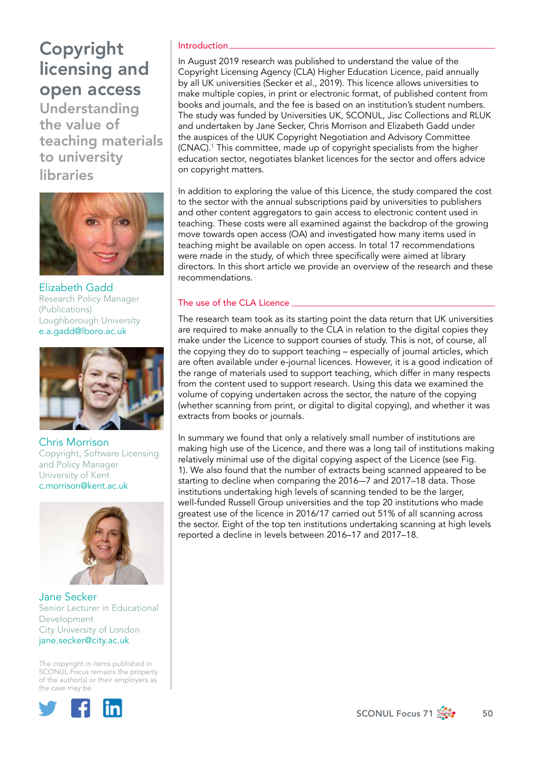# Copyright licensing and open access

## Understanding the value of teaching materials to university libraries

Elizabeth Gadd
Research Policy Manager (Publications)
Loughborough University
e.a.gadd@lboro.ac.uk

Chris Morrison
Copyright, Software Licensing and Policy Manager
University of Kent
c.morrison@kent.ac.uk

Jane Secker
Senior Lecturer in Educational Development
City University of London
jane.secker@city.ac.uk

The copyright in items published in SCONUL Focus remains the property of the author(s) or their employers as the case may be.

### Introduction

In August 2019 research was published to understand the value of the Copyright Licensing Agency (CLA) Higher Education Licence, paid annually by all UK universities (Secker et al., 2019). This licence allows universities to make multiple copies, in print or electronic format, of published content from books and journals, and the fee is based on an institution's student numbers. The study was funded by Universities UK, SCONUL, Jisc Collections and RLUK and undertaken by Jane Secker, Chris Morrison and Elizabeth Gadd under the auspices of the UUK Copyright Negotiation and Advisory Committee (CNAC).[1] This committee, made up of copyright specialists from the higher education sector, negotiates blanket licences for the sector and offers advice on copyright matters.

In addition to exploring the value of this Licence, the study compared the cost to the sector with the annual subscriptions paid by universities to publishers and other content aggregators to gain access to electronic content used in teaching. These costs were all examined against the backdrop of the growing move towards open access (OA) and investigated how many items used in teaching might be available on open access. In total 17 recommendations were made in the study, of which three specifically were aimed at library directors. In this short article we provide an overview of the research and these recommendations.

### The use of the CLA Licence

The research team took as its starting point the data return that UK universities are required to make annually to the CLA in relation to the digital copies they make under the Licence to support courses of study. This is not, of course, all the copying they do to support teaching – especially of journal articles, which are often available under e-journal licences. However, it is a good indication of the range of materials used to support teaching, which differ in many respects from the content used to support research. Using this data we examined the volume of copying undertaken across the sector, the nature of the copying (whether scanning from print, or digital to digital copying), and whether it was extracts from books or journals.

In summary we found that only a relatively small number of institutions are making high use of the Licence, and there was a long tail of institutions making relatively minimal use of the digital copying aspect of the Licence (see Fig. 1). We also found that the number of extracts being scanned appeared to be starting to decline when comparing the 2016—7 and 2017–18 data. Those institutions undertaking high levels of scanning tended to be the larger, well-funded Russell Group universities and the top 20 institutions who made greatest use of the licence in 2016/17 carried out 51% of all scanning across the sector. Eight of the top ten institutions undertaking scanning at high levels reported a decline in levels between 2016–17 and 2017–18.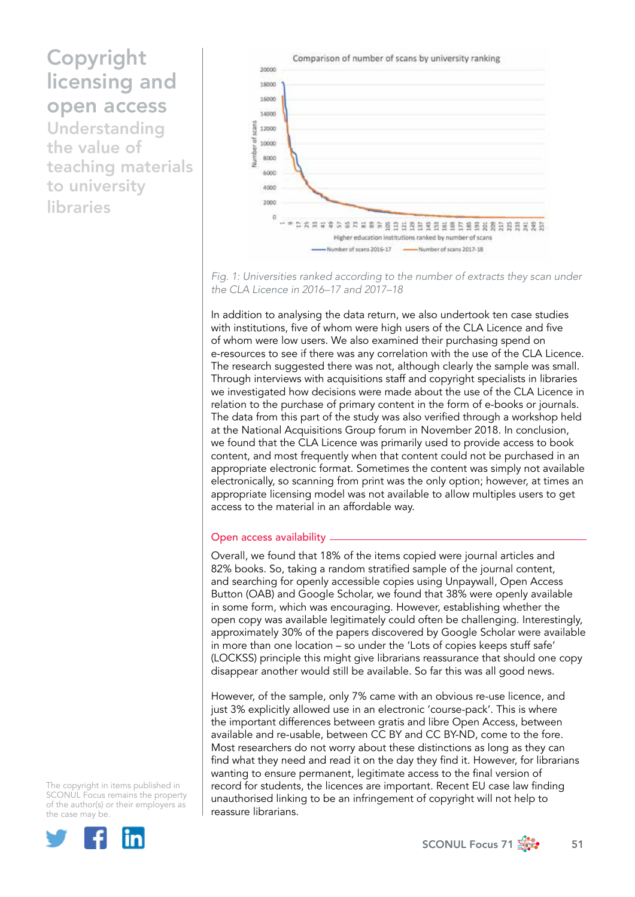# Copyright licensing and open access

## Understanding the value of teaching materials to university libraries

Comparison of number of scans by university ranking

20000
18000
16000
14000
12000
10000
8000
6000
4000
2000
0

Number of scans

1 9 17 25 33 41 49 57 65 73 81 89 97 105 113 121 129 137 145 153 161 169 177 185 193 201 209 217 225 233 241 249 257

Higher education institutions ranked by number of scans

Number of scans 2016-17
Number of scans 2017-18

*Fig. 1: Universities ranked according to the number of extracts they scan under the CLA Licence in 2016–17 and 2017–18*

In addition to analysing the data return, we also undertook ten case studies with institutions, five of whom were high users of the CLA Licence and five of whom were low users. We also examined their purchasing spend on e-resources to see if there was any correlation with the use of the CLA Licence. The research suggested there was not, although clearly the sample was small. Through interviews with acquisitions staff and copyright specialists in libraries we investigated how decisions were made about the use of the CLA Licence in relation to the purchase of primary content in the form of e-books or journals. The data from this part of the study was also verified through a workshop held at the National Acquisitions Group forum in November 2018. In conclusion, we found that the CLA Licence was primarily used to provide access to book content, and most frequently when that content could not be purchased in an appropriate electronic format. Sometimes the content was simply not available electronically, so scanning from print was the only option; however, at times an appropriate licensing model was not available to allow multiples users to get access to the material in an affordable way.

### Open access availability

Overall, we found that 18% of the items copied were journal articles and 82% books. So, taking a random stratified sample of the journal content, and searching for openly accessible copies using Unpaywall, Open Access Button (OAB) and Google Scholar, we found that 38% were openly available in some form, which was encouraging. However, establishing whether the open copy was available legitimately could often be challenging. Interestingly, approximately 30% of the papers discovered by Google Scholar were available in more than one location – so under the 'Lots of copies keeps stuff safe' (LOCKSS) principle this might give librarians reassurance that should one copy disappear another would still be available. So far this was all good news.

However, of the sample, only 7% came with an obvious re-use licence, and just 3% explicitly allowed use in an electronic 'course-pack'. This is where the important differences between gratis and libre Open Access, between available and re-usable, between CC BY and CC BY-ND, come to the fore. Most researchers do not worry about these distinctions as long as they can find what they need and read it on the day they find it. However, for librarians wanting to ensure permanent, legitimate access to the final version of record for students, the licences are important. Recent EU case law finding unauthorised linking to be an infringement of copyright will not help to reassure librarians.

The copyright in items published in SCONUL Focus remains the property of the author(s) or their employers as the case may be.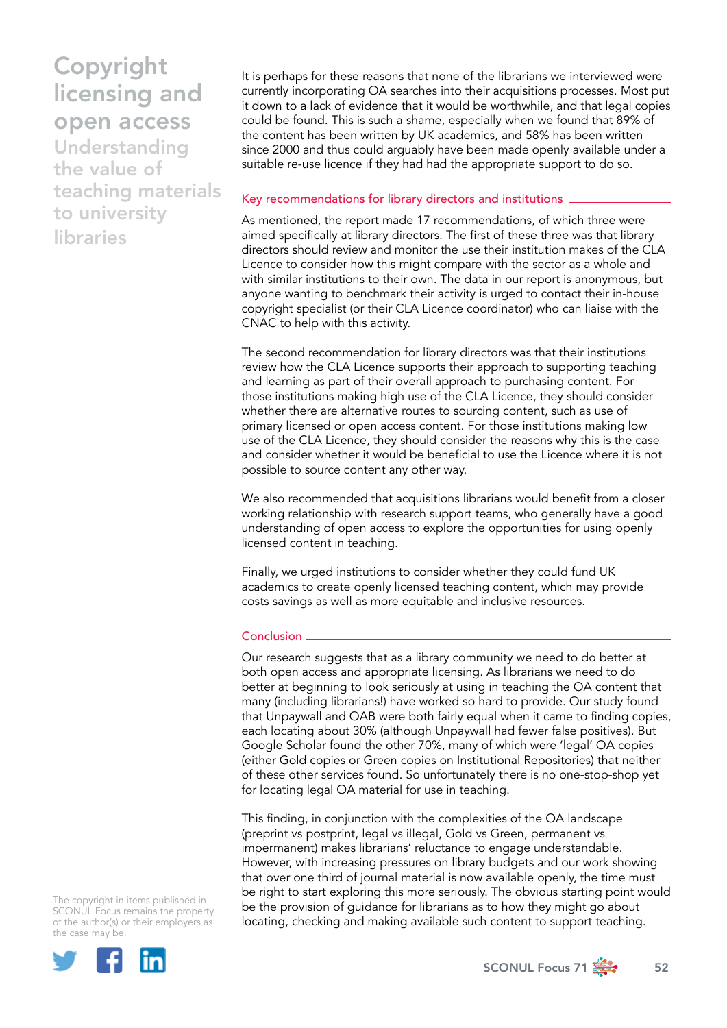It is perhaps for these reasons that none of the librarians we interviewed were currently incorporating OA searches into their acquisitions processes. Most put it down to a lack of evidence that it would be worthwhile, and that legal copies could be found. This is such a shame, especially when we found that 89% of the content has been written by UK academics, and 58% has been written since 2000 and thus could arguably have been made openly available under a suitable re-use licence if they had had the appropriate support to do so.

## Key recommendations for library directors and institutions

As mentioned, the report made 17 recommendations, of which three were aimed specifically at library directors. The first of these three was that library directors should review and monitor the use their institution makes of the CLA Licence to consider how this might compare with the sector as a whole and with similar institutions to their own. The data in our report is anonymous, but anyone wanting to benchmark their activity is urged to contact their in-house copyright specialist (or their CLA Licence coordinator) who can liaise with the CNAC to help with this activity.

The second recommendation for library directors was that their institutions review how the CLA Licence supports their approach to supporting teaching and learning as part of their overall approach to purchasing content. For those institutions making high use of the CLA Licence, they should consider whether there are alternative routes to sourcing content, such as use of primary licensed or open access content. For those institutions making low use of the CLA Licence, they should consider the reasons why this is the case and consider whether it would be beneficial to use the Licence where it is not possible to source content any other way.

We also recommended that acquisitions librarians would benefit from a closer working relationship with research support teams, who generally have a good understanding of open access to explore the opportunities for using openly licensed content in teaching.

Finally, we urged institutions to consider whether they could fund UK academics to create openly licensed teaching content, which may provide costs savings as well as more equitable and inclusive resources.

## Conclusion

Our research suggests that as a library community we need to do better at both open access and appropriate licensing. As librarians we need to do better at beginning to look seriously at using in teaching the OA content that many (including librarians!) have worked so hard to provide. Our study found that Unpaywall and OAB were both fairly equal when it came to finding copies, each locating about 30% (although Unpaywall had fewer false positives). But Google Scholar found the other 70%, many of which were 'legal' OA copies (either Gold copies or Green copies on Institutional Repositories) that neither of these other services found. So unfortunately there is no one-stop-shop yet for locating legal OA material for use in teaching.

This finding, in conjunction with the complexities of the OA landscape (preprint vs postprint, legal vs illegal, Gold vs Green, permanent vs impermanent) makes librarians' reluctance to engage understandable. However, with increasing pressures on library budgets and our work showing that over one third of journal material is now available openly, the time must be right to start exploring this more seriously. The obvious starting point would be the provision of guidance for librarians as to how they might go about locating, checking and making available such content to support teaching.

The copyright in items published in SCONUL Focus remains the property of the author(s) or their employers as the case may be.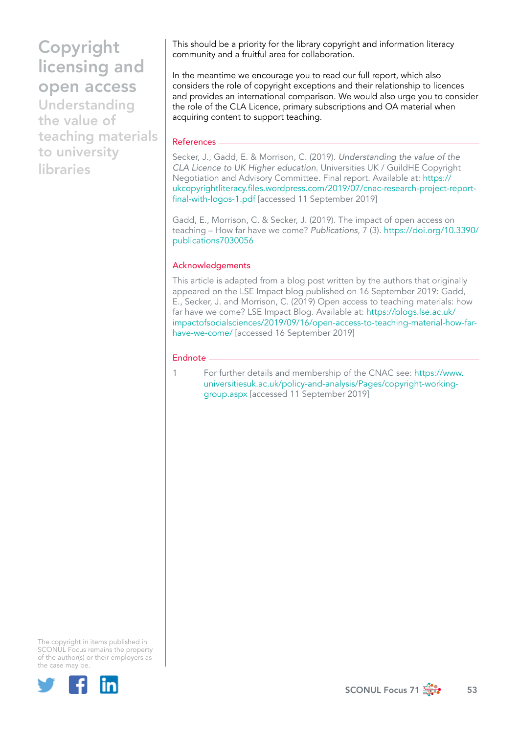This should be a priority for the library copyright and information literacy community and a fruitful area for collaboration.

In the meantime we encourage you to read our full report, which also considers the role of copyright exceptions and their relationship to licences and provides an international comparison. We would also urge you to consider the role of the CLA Licence, primary subscriptions and OA material when acquiring content to support teaching.

## References

Secker, J., Gadd, E. & Morrison, C. (2019). *Understanding the value of the CLA Licence to UK Higher education.* Universities UK / GuildHE Copyright Negotiation and Advisory Committee. Final report. Available at: https://ukcopyrightliteracy.files.wordpress.com/2019/07/cnac-research-project-report-final-with-logos-1.pdf [accessed 11 September 2019]

Gadd, E., Morrison, C. & Secker, J. (2019). The impact of open access on teaching – How far have we come? *Publications,* 7 (3). https://doi.org/10.3390/publications7030056

## Acknowledgements

This article is adapted from a blog post written by the authors that originally appeared on the LSE Impact blog published on 16 September 2019: Gadd, E., Secker, J. and Morrison, C. (2019) Open access to teaching materials: how far have we come? LSE Impact Blog. Available at: https://blogs.lse.ac.uk/impactofsocialsciences/2019/09/16/open-access-to-teaching-material-how-far-have-we-come/ [accessed 16 September 2019]

## Endnote

1 For further details and membership of the CNAC see: https://www.universitiesuk.ac.uk/policy-and-analysis/Pages/copyright-working-group.aspx [accessed 11 September 2019]

The copyright in items published in SCONUL Focus remains the property of the author(s) or their employers as the case may be.